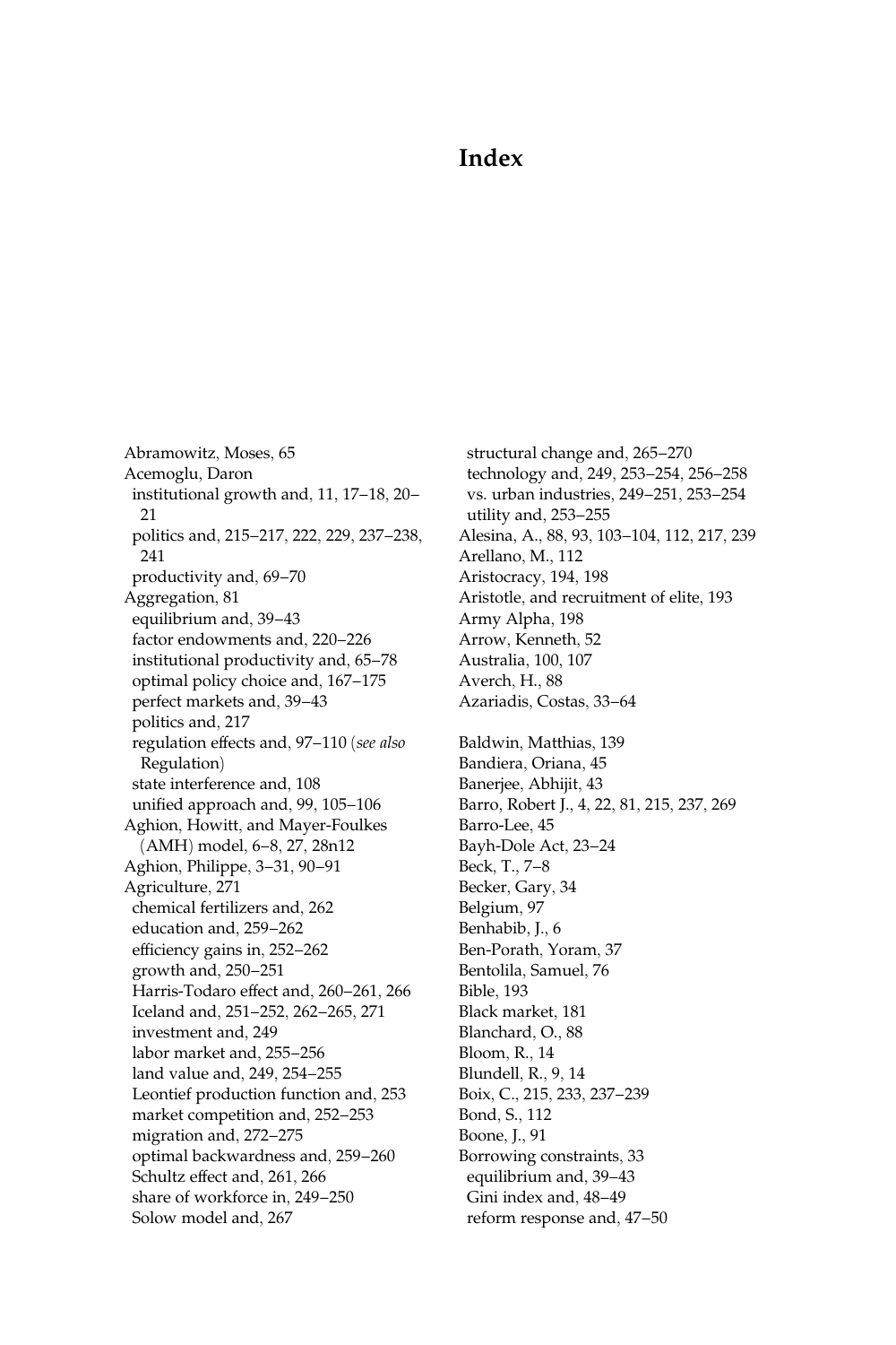# Index

Abramowitz, Moses, 65
Acemoglu, Daron
  institutional growth and, 11, 17–18, 20–21
  politics and, 215–217, 222, 229, 237–238, 241
  productivity and, 69–70
Aggregation, 81
  equilibrium and, 39–43
  factor endowments and, 220–226
  institutional productivity and, 65–78
  optimal policy choice and, 167–175
  perfect markets and, 39–43
  politics and, 217
  regulation effects and, 97–110 (*see also* Regulation)
  state interference and, 108
  unified approach and, 99, 105–106
Aghion, Howitt, and Mayer-Foulkes (AMH) model, 6–8, 27, 28n12
Aghion, Philippe, 3–31, 90–91
Agriculture, 271
  chemical fertilizers and, 262
  education and, 259–262
  efficiency gains in, 252–262
  growth and, 250–251
  Harris-Todaro effect and, 260–261, 266
  Iceland and, 251–252, 262–265, 271
  investment and, 249
  labor market and, 255–256
  land value and, 249, 254–255
  Leontief production function and, 253
  market competition and, 252–253
  migration and, 272–275
  optimal backwardness and, 259–260
  Schultz effect and, 261, 266
  share of workforce in, 249–250
  Solow model and, 267
  structural change and, 265–270
  technology and, 249, 253–254, 256–258
  vs. urban industries, 249–251, 253–254
  utility and, 253–255
Alesina, A., 88, 93, 103–104, 112, 217, 239
Arellano, M., 112
Aristocracy, 194, 198
Aristotle, and recruitment of elite, 193
Army Alpha, 198
Arrow, Kenneth, 52
Australia, 100, 107
Averch, H., 88
Azariadis, Costas, 33–64

Baldwin, Matthias, 139
Bandiera, Oriana, 45
Banerjee, Abhijit, 43
Barro, Robert J., 4, 22, 81, 215, 237, 269
Barro-Lee, 45
Bayh-Dole Act, 23–24
Beck, T., 7–8
Becker, Gary, 34
Belgium, 97
Benhabib, J., 6
Ben-Porath, Yoram, 37
Bentolila, Samuel, 76
Bible, 193
Black market, 181
Blanchard, O., 88
Bloom, R., 14
Blundell, R., 9, 14
Boix, C., 215, 233, 237–239
Bond, S., 112
Boone, J., 91
Borrowing constraints, 33
  equilibrium and, 39–43
  Gini index and, 48–49
  reform response and, 47–50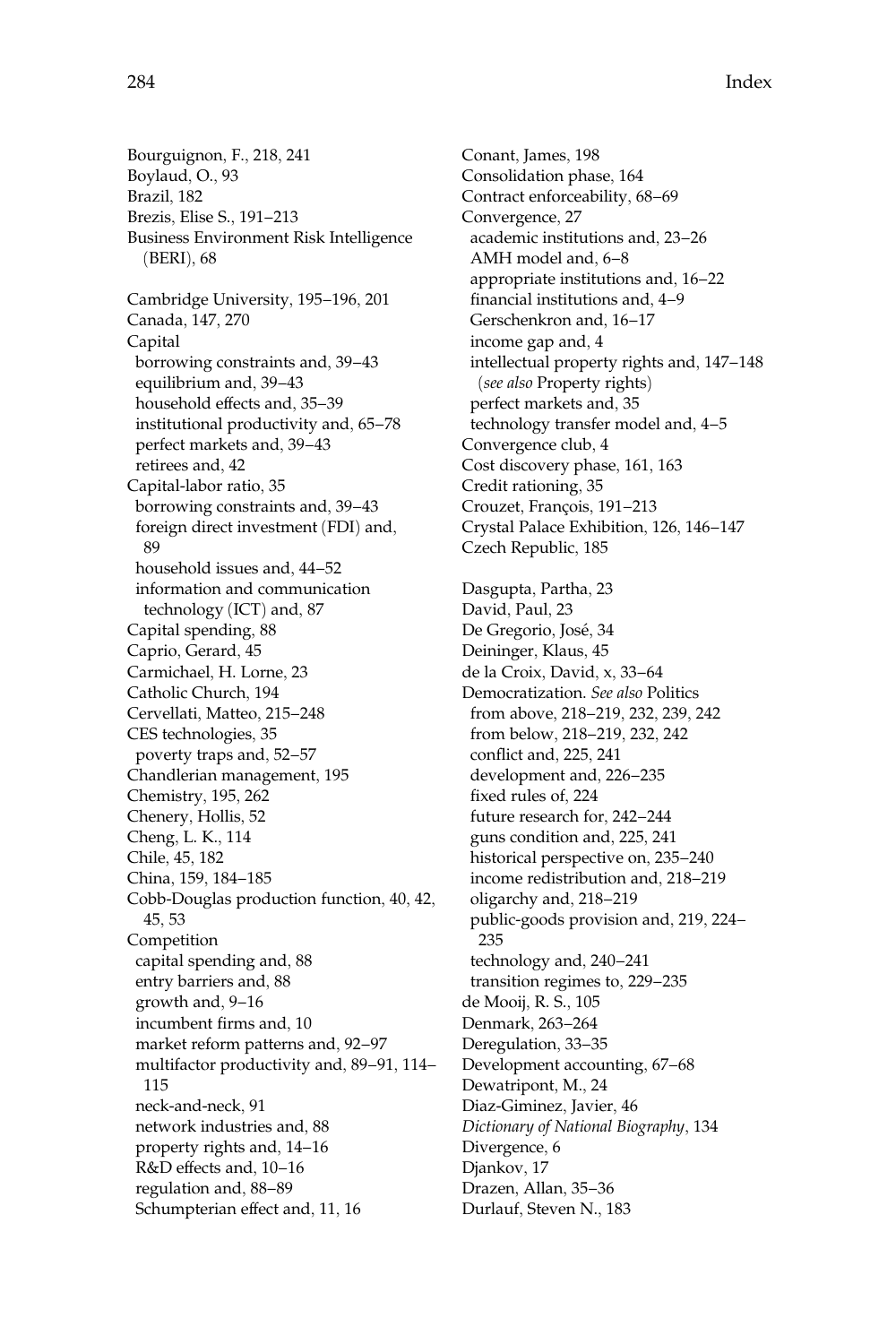Bourguignon, F., 218, 241
Boylaud, O., 93
Brazil, 182
Brezis, Elise S., 191–213
Business Environment Risk Intelligence (BERI), 68

Cambridge University, 195–196, 201
Canada, 147, 270
Capital
  borrowing constraints and, 39–43
  equilibrium and, 39–43
  household effects and, 35–39
  institutional productivity and, 65–78
  perfect markets and, 39–43
  retirees and, 42
Capital-labor ratio, 35
  borrowing constraints and, 39–43
  foreign direct investment (FDI) and, 89
  household issues and, 44–52
  information and communication technology (ICT) and, 87
Capital spending, 88
Caprio, Gerard, 45
Carmichael, H. Lorne, 23
Catholic Church, 194
Cervellati, Matteo, 215–248
CES technologies, 35
  poverty traps and, 52–57
Chandlerian management, 195
Chemistry, 195, 262
Chenery, Hollis, 52
Cheng, L. K., 114
Chile, 45, 182
China, 159, 184–185
Cobb-Douglas production function, 40, 42, 45, 53
Competition
  capital spending and, 88
  entry barriers and, 88
  growth and, 9–16
  incumbent firms and, 10
  market reform patterns and, 92–97
  multifactor productivity and, 89–91, 114–115
  neck-and-neck, 91
  network industries and, 88
  property rights and, 14–16
  R&D effects and, 10–16
  regulation and, 88–89
  Schumpterian effect and, 11, 16

Conant, James, 198
Consolidation phase, 164
Contract enforceability, 68–69
Convergence, 27
  academic institutions and, 23–26
  AMH model and, 6–8
  appropriate institutions and, 16–22
  financial institutions and, 4–9
  Gerschenkron and, 16–17
  income gap and, 4
  intellectual property rights and, 147–148 (*see also* Property rights)
  perfect markets and, 35
  technology transfer model and, 4–5
Convergence club, 4
Cost discovery phase, 161, 163
Credit rationing, 35
Crouzet, François, 191–213
Crystal Palace Exhibition, 126, 146–147
Czech Republic, 185

Dasgupta, Partha, 23
David, Paul, 23
De Gregorio, José, 34
Deininger, Klaus, 45
de la Croix, David, x, 33–64
Democratization. *See also* Politics
  from above, 218–219, 232, 239, 242
  from below, 218–219, 232, 242
  conflict and, 225, 241
  development and, 226–235
  fixed rules of, 224
  future research for, 242–244
  guns condition and, 225, 241
  historical perspective on, 235–240
  income redistribution and, 218–219
  oligarchy and, 218–219
  public-goods provision and, 219, 224–235
  technology and, 240–241
  transition regimes to, 229–235
de Mooij, R. S., 105
Denmark, 263–264
Deregulation, 33–35
Development accounting, 67–68
Dewatripont, M., 24
Diaz-Giminez, Javier, 46
*Dictionary of National Biography*, 134
Divergence, 6
Djankov, 17
Drazen, Allan, 35–36
Durlauf, Steven N., 183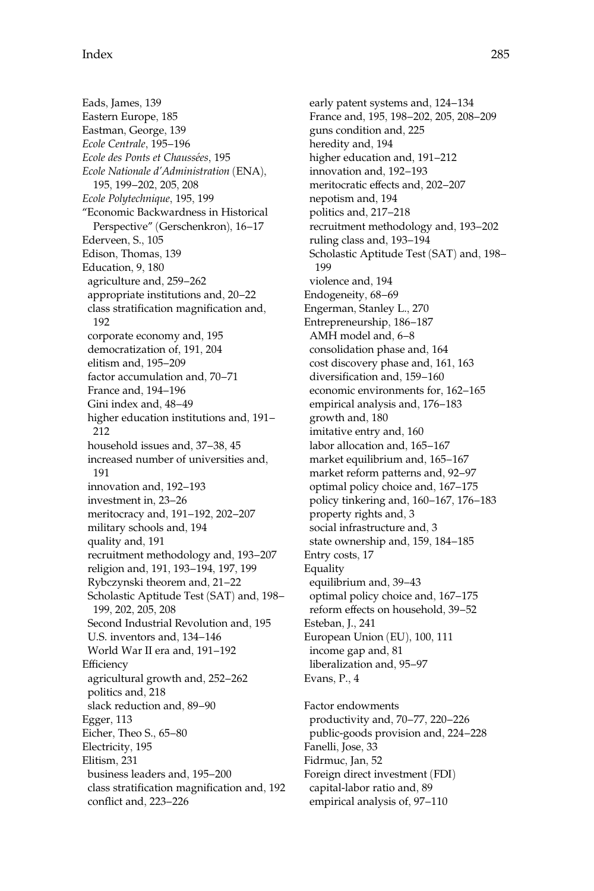Eads, James, 139
Eastern Europe, 185
Eastman, George, 139
*Ecole Centrale*, 195–196
*Ecole des Ponts et Chaussées*, 195
*Ecole Nationale d'Administration* (ENA), 195, 199–202, 205, 208
*Ecole Polytechnique*, 195, 199
"Economic Backwardness in Historical Perspective" (Gerschenkron), 16–17
Ederveen, S., 105
Edison, Thomas, 139
Education, 9, 180
- agriculture and, 259–262
- appropriate institutions and, 20–22
- class stratification magnification and, 192
- corporate economy and, 195
- democratization of, 191, 204
- elitism and, 195–209
- factor accumulation and, 70–71
- France and, 194–196
- Gini index and, 48–49
- higher education institutions and, 191–212
- household issues and, 37–38, 45
- increased number of universities and, 191
- innovation and, 192–193
- investment in, 23–26
- meritocracy and, 191–192, 202–207
- military schools and, 194
- quality and, 191
- recruitment methodology and, 193–207
- religion and, 191, 193–194, 197, 199
- Rybczynski theorem and, 21–22
- Scholastic Aptitude Test (SAT) and, 198–199, 202, 205, 208
- Second Industrial Revolution and, 195
- U.S. inventors and, 134–146
- World War II era and, 191–192

Efficiency
- agricultural growth and, 252–262
- politics and, 218
- slack reduction and, 89–90

Egger, 113
Eicher, Theo S., 65–80
Electricity, 195
Elitism, 231
- business leaders and, 195–200
- class stratification magnification and, 192
- conflict and, 223–226
- early patent systems and, 124–134
- France and, 195, 198–202, 205, 208–209
- guns condition and, 225
- heredity and, 194
- higher education and, 191–212
- innovation and, 192–193
- meritocratic effects and, 202–207
- nepotism and, 194
- politics and, 217–218
- recruitment methodology and, 193–202
- ruling class and, 193–194
- Scholastic Aptitude Test (SAT) and, 198–199
- violence and, 194

Endogeneity, 68–69
Engerman, Stanley L., 270
Entrepreneurship, 186–187
- AMH model and, 6–8
- consolidation phase and, 164
- cost discovery phase and, 161, 163
- diversification and, 159–160
- economic environments for, 162–165
- empirical analysis and, 176–183
- growth and, 180
- imitative entry and, 160
- labor allocation and, 165–167
- market equilibrium and, 165–167
- market reform patterns and, 92–97
- optimal policy choice and, 167–175
- policy tinkering and, 160–167, 176–183
- property rights and, 3
- social infrastructure and, 3
- state ownership and, 159, 184–185

Entry costs, 17
Equality
- equilibrium and, 39–43
- optimal policy choice and, 167–175
- reform effects on household, 39–52

Esteban, J., 241
European Union (EU), 100, 111
- income gap and, 81
- liberalization and, 95–97

Evans, P., 4

Factor endowments
- productivity and, 70–77, 220–226
- public-goods provision and, 224–228

Fanelli, Jose, 33
Fidrmuc, Jan, 52
Foreign direct investment (FDI)
- capital-labor ratio and, 89
- empirical analysis of, 97–110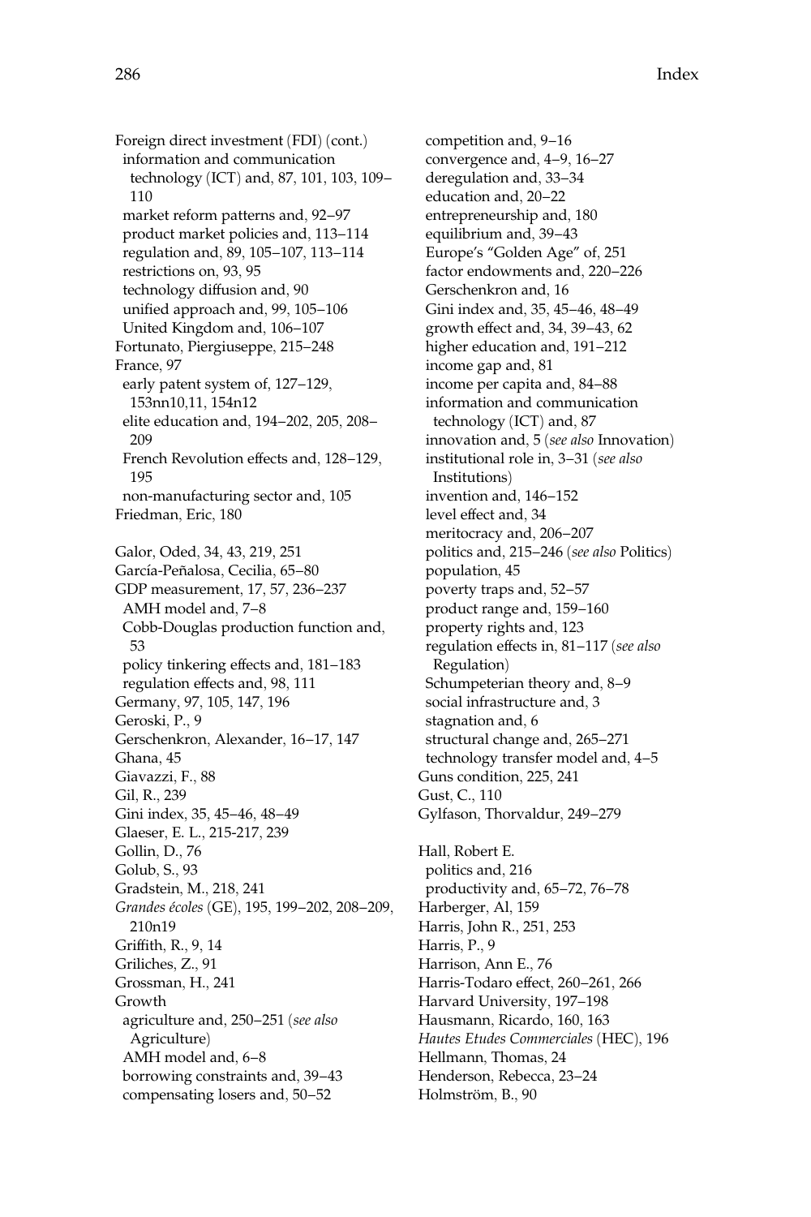Foreign direct investment (FDI) (cont.)
  information and communication technology (ICT) and, 87, 101, 103, 109–110
  market reform patterns and, 92–97
  product market policies and, 113–114
  regulation and, 89, 105–107, 113–114
  restrictions on, 93, 95
  technology diffusion and, 90
  unified approach and, 99, 105–106
  United Kingdom and, 106–107
Fortunato, Piergiuseppe, 215–248
France, 97
  early patent system of, 127–129, 153nn10,11, 154n12
  elite education and, 194–202, 205, 208–209
  French Revolution effects and, 128–129, 195
  non-manufacturing sector and, 105
Friedman, Eric, 180

Galor, Oded, 34, 43, 219, 251
García-Peñalosa, Cecilia, 65–80
GDP measurement, 17, 57, 236–237
  AMH model and, 7–8
  Cobb-Douglas production function and, 53
  policy tinkering effects and, 181–183
  regulation effects and, 98, 111
Germany, 97, 105, 147, 196
Geroski, P., 9
Gerschenkron, Alexander, 16–17, 147
Ghana, 45
Giavazzi, F., 88
Gil, R., 239
Gini index, 35, 45–46, 48–49
Glaeser, E. L., 215-217, 239
Gollin, D., 76
Golub, S., 93
Gradstein, M., 218, 241
*Grandes écoles* (GE), 195, 199–202, 208–209, 210n19
Griffith, R., 9, 14
Griliches, Z., 91
Grossman, H., 241
Growth
  agriculture and, 250–251 (*see also* Agriculture)
  AMH model and, 6–8
  borrowing constraints and, 39–43
  compensating losers and, 50–52
  competition and, 9–16
  convergence and, 4–9, 16–27
  deregulation and, 33–34
  education and, 20–22
  entrepreneurship and, 180
  equilibrium and, 39–43
  Europe's "Golden Age" of, 251
  factor endowments and, 220–226
  Gerschenkron and, 16
  Gini index and, 35, 45–46, 48–49
  growth effect and, 34, 39–43, 62
  higher education and, 191–212
  income gap and, 81
  income per capita and, 84–88
  information and communication technology (ICT) and, 87
  innovation and, 5 (*see also* Innovation)
  institutional role in, 3–31 (*see also* Institutions)
  invention and, 146–152
  level effect and, 34
  meritocracy and, 206–207
  politics and, 215–246 (*see also* Politics)
  population, 45
  poverty traps and, 52–57
  product range and, 159–160
  property rights and, 123
  regulation effects in, 81–117 (*see also* Regulation)
  Schumpeterian theory and, 8–9
  social infrastructure and, 3
  stagnation and, 6
  structural change and, 265–271
  technology transfer model and, 4–5
Guns condition, 225, 241
Gust, C., 110
Gylfason, Thorvaldur, 249–279

Hall, Robert E.
  politics and, 216
  productivity and, 65–72, 76–78
Harberger, Al, 159
Harris, John R., 251, 253
Harris, P., 9
Harrison, Ann E., 76
Harris-Todaro effect, 260–261, 266
Harvard University, 197–198
Hausmann, Ricardo, 160, 163
*Hautes Etudes Commerciales* (HEC), 196
Hellmann, Thomas, 24
Henderson, Rebecca, 23–24
Holmström, B., 90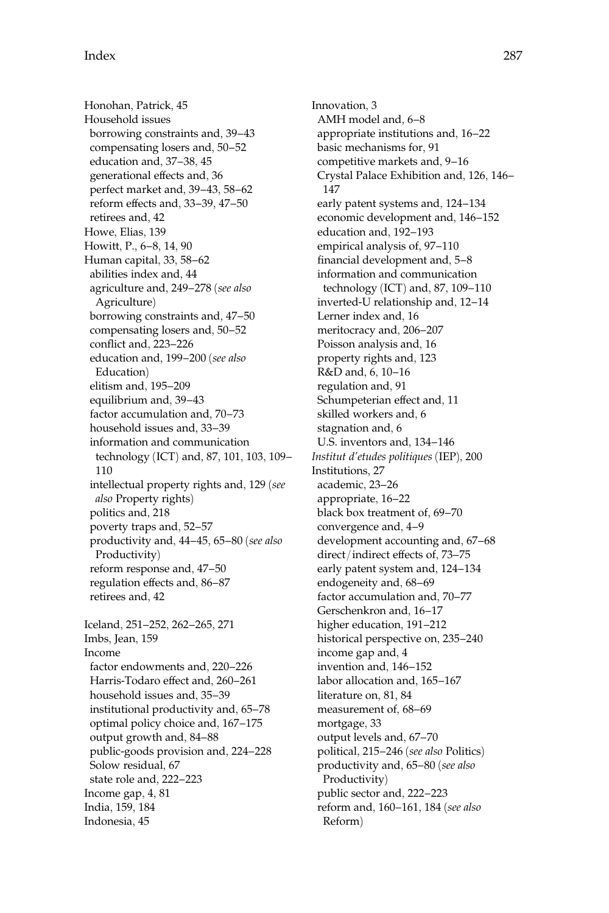Honohan, Patrick, 45
Household issues
  borrowing constraints and, 39–43
  compensating losers and, 50–52
  education and, 37–38, 45
  generational effects and, 36
  perfect market and, 39–43, 58–62
  reform effects and, 33–39, 47–50
  retirees and, 42
Howe, Elias, 139
Howitt, P., 6–8, 14, 90
Human capital, 33, 58–62
  abilities index and, 44
  agriculture and, 249–278 (*see also* Agriculture)
  borrowing constraints and, 47–50
  compensating losers and, 50–52
  conflict and, 223–226
  education and, 199–200 (*see also* Education)
  elitism and, 195–209
  equilibrium and, 39–43
  factor accumulation and, 70–73
  household issues and, 33–39
  information and communication technology (ICT) and, 87, 101, 103, 109–110
  intellectual property rights and, 129 (*see also* Property rights)
  politics and, 218
  poverty traps and, 52–57
  productivity and, 44–45, 65–80 (*see also* Productivity)
  reform response and, 47–50
  regulation effects and, 86–87
  retirees and, 42

Iceland, 251–252, 262–265, 271
Imbs, Jean, 159
Income
  factor endowments and, 220–226
  Harris-Todaro effect and, 260–261
  household issues and, 35–39
  institutional productivity and, 65–78
  optimal policy choice and, 167–175
  output growth and, 84–88
  public-goods provision and, 224–228
  Solow residual, 67
  state role and, 222–223
Income gap, 4, 81
India, 159, 184
Indonesia, 45
Innovation, 3
  AMH model and, 6–8
  appropriate institutions and, 16–22
  basic mechanisms for, 91
  competitive markets and, 9–16
  Crystal Palace Exhibition and, 126, 146–147
  early patent systems and, 124–134
  economic development and, 146–152
  education and, 192–193
  empirical analysis of, 97–110
  financial development and, 5–8
  information and communication technology (ICT) and, 87, 109–110
  inverted-U relationship and, 12–14
  Lerner index and, 16
  meritocracy and, 206–207
  Poisson analysis and, 16
  property rights and, 123
  R&D and, 6, 10–16
  regulation and, 91
  Schumpeterian effect and, 11
  skilled workers and, 6
  stagnation and, 6
  U.S. inventors and, 134–146
*Institut d'etudes politiques* (IEP), 200
Institutions, 27
  academic, 23–26
  appropriate, 16–22
  black box treatment of, 69–70
  convergence and, 4–9
  development accounting and, 67–68
  direct/indirect effects of, 73–75
  early patent system and, 124–134
  endogeneity and, 68–69
  factor accumulation and, 70–77
  Gerschenkron and, 16–17
  higher education, 191–212
  historical perspective on, 235–240
  income gap and, 4
  invention and, 146–152
  labor allocation and, 165–167
  literature on, 81, 84
  measurement of, 68–69
  mortgage, 33
  output levels and, 67–70
  political, 215–246 (*see also* Politics)
  productivity and, 65–80 (*see also* Productivity)
  public sector and, 222–223
  reform and, 160–161, 184 (*see also* Reform)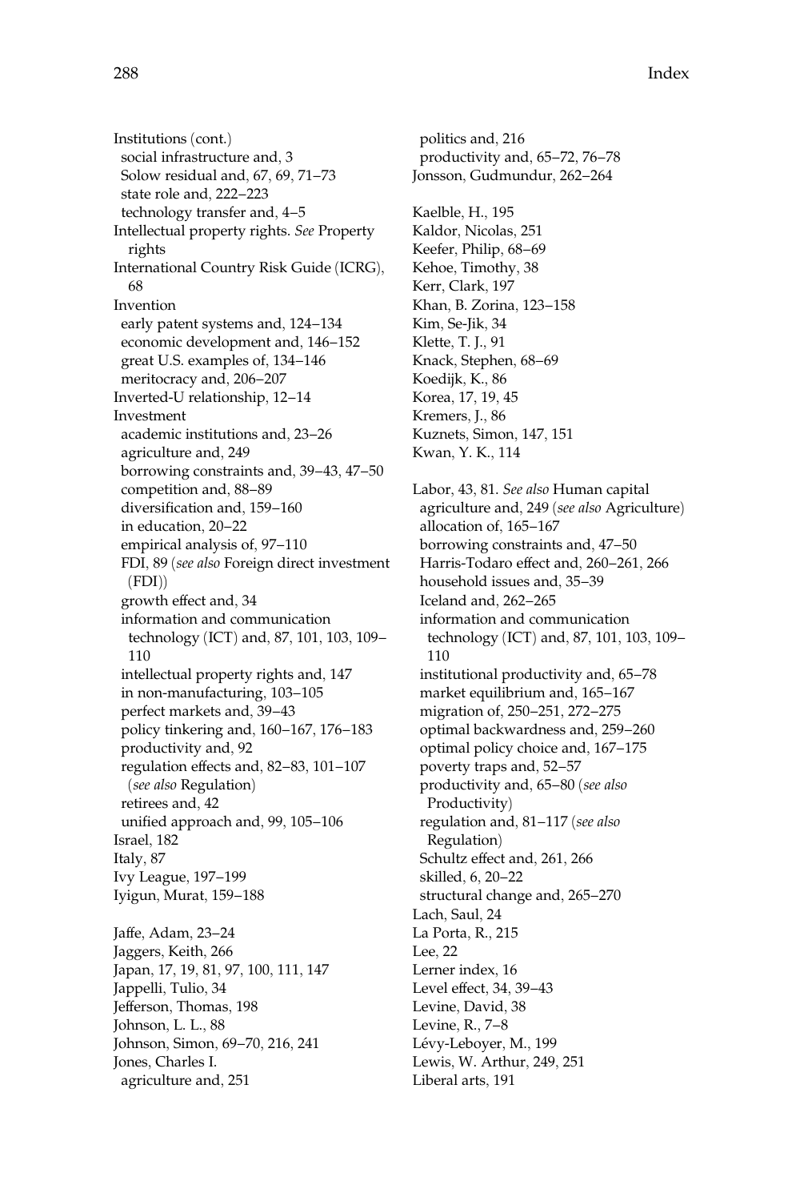Institutions (cont.)
  social infrastructure and, 3
  Solow residual and, 67, 69, 71–73
  state role and, 222–223
  technology transfer and, 4–5
Intellectual property rights. *See* Property rights
International Country Risk Guide (ICRG), 68
Invention
  early patent systems and, 124–134
  economic development and, 146–152
  great U.S. examples of, 134–146
  meritocracy and, 206–207
Inverted-U relationship, 12–14
Investment
  academic institutions and, 23–26
  agriculture and, 249
  borrowing constraints and, 39–43, 47–50
  competition and, 88–89
  diversification and, 159–160
  in education, 20–22
  empirical analysis of, 97–110
  FDI, 89 (*see also* Foreign direct investment (FDI))
  growth effect and, 34
  information and communication technology (ICT) and, 87, 101, 103, 109–110
  intellectual property rights and, 147
  in non-manufacturing, 103–105
  perfect markets and, 39–43
  policy tinkering and, 160–167, 176–183
  productivity and, 92
  regulation effects and, 82–83, 101–107 (*see also* Regulation)
  retirees and, 42
  unified approach and, 99, 105–106
Israel, 182
Italy, 87
Ivy League, 197–199
Iyigun, Murat, 159–188

Jaffe, Adam, 23–24
Jaggers, Keith, 266
Japan, 17, 19, 81, 97, 100, 111, 147
Jappelli, Tulio, 34
Jefferson, Thomas, 198
Johnson, L. L., 88
Johnson, Simon, 69–70, 216, 241
Jones, Charles I.
  agriculture and, 251
  politics and, 216
  productivity and, 65–72, 76–78
Jonsson, Gudmundur, 262–264

Kaelble, H., 195
Kaldor, Nicolas, 251
Keefer, Philip, 68–69
Kehoe, Timothy, 38
Kerr, Clark, 197
Khan, B. Zorina, 123–158
Kim, Se-Jik, 34
Klette, T. J., 91
Knack, Stephen, 68–69
Koedijk, K., 86
Korea, 17, 19, 45
Kremers, J., 86
Kuznets, Simon, 147, 151
Kwan, Y. K., 114

Labor, 43, 81. *See also* Human capital
  agriculture and, 249 (*see also* Agriculture)
  allocation of, 165–167
  borrowing constraints and, 47–50
  Harris-Todaro effect and, 260–261, 266
  household issues and, 35–39
  Iceland and, 262–265
  information and communication technology (ICT) and, 87, 101, 103, 109–110
  institutional productivity and, 65–78
  market equilibrium and, 165–167
  migration of, 250–251, 272–275
  optimal backwardness and, 259–260
  optimal policy choice and, 167–175
  poverty traps and, 52–57
  productivity and, 65–80 (*see also* Productivity)
  regulation and, 81–117 (*see also* Regulation)
  Schultz effect and, 261, 266
  skilled, 6, 20–22
  structural change and, 265–270
Lach, Saul, 24
La Porta, R., 215
Lee, 22
Lerner index, 16
Level effect, 34, 39–43
Levine, David, 38
Levine, R., 7–8
Lévy-Leboyer, M., 199
Lewis, W. Arthur, 249, 251
Liberal arts, 191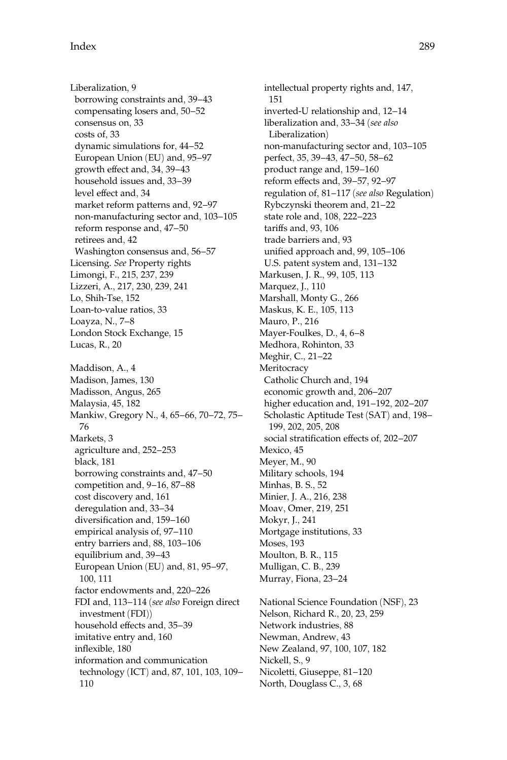Liberalization, 9
  borrowing constraints and, 39–43
  compensating losers and, 50–52
  consensus on, 33
  costs of, 33
  dynamic simulations for, 44–52
  European Union (EU) and, 95–97
  growth effect and, 34, 39–43
  household issues and, 33–39
  level effect and, 34
  market reform patterns and, 92–97
  non-manufacturing sector and, 103–105
  reform response and, 47–50
  retirees and, 42
  Washington consensus and, 56–57
Licensing. *See* Property rights
Limongi, F., 215, 237, 239
Lizzeri, A., 217, 230, 239, 241
Lo, Shih-Tse, 152
Loan-to-value ratios, 33
Loayza, N., 7–8
London Stock Exchange, 15
Lucas, R., 20

Maddison, A., 4
Madison, James, 130
Madisson, Angus, 265
Malaysia, 45, 182
Mankiw, Gregory N., 4, 65–66, 70–72, 75–76
Markets, 3
  agriculture and, 252–253
  black, 181
  borrowing constraints and, 47–50
  competition and, 9–16, 87–88
  cost discovery and, 161
  deregulation and, 33–34
  diversification and, 159–160
  empirical analysis of, 97–110
  entry barriers and, 88, 103–106
  equilibrium and, 39–43
  European Union (EU) and, 81, 95–97, 100, 111
  factor endowments and, 220–226
  FDI and, 113–114 (*see also* Foreign direct investment (FDI))
  household effects and, 35–39
  imitative entry and, 160
  inflexible, 180
  information and communication technology (ICT) and, 87, 101, 103, 109–110
  intellectual property rights and, 147, 151
  inverted-U relationship and, 12–14
  liberalization and, 33–34 (*see also* Liberalization)
  non-manufacturing sector and, 103–105
  perfect, 35, 39–43, 47–50, 58–62
  product range and, 159–160
  reform effects and, 39–57, 92–97
  regulation of, 81–117 (*see also* Regulation)
  Rybczynski theorem and, 21–22
  state role and, 108, 222–223
  tariffs and, 93, 106
  trade barriers and, 93
  unified approach and, 99, 105–106
  U.S. patent system and, 131–132
Markusen, J. R., 99, 105, 113
Marquez, J., 110
Marshall, Monty G., 266
Maskus, K. E., 105, 113
Mauro, P., 216
Mayer-Foulkes, D., 4, 6–8
Medhora, Rohinton, 33
Meghir, C., 21–22
Meritocracy
  Catholic Church and, 194
  economic growth and, 206–207
  higher education and, 191–192, 202–207
  Scholastic Aptitude Test (SAT) and, 198–199, 202, 205, 208
  social stratification effects of, 202–207
Mexico, 45
Meyer, M., 90
Military schools, 194
Minhas, B. S., 52
Minier, J. A., 216, 238
Moav, Omer, 219, 251
Mokyr, J., 241
Mortgage institutions, 33
Moses, 193
Moulton, B. R., 115
Mulligan, C. B., 239
Murray, Fiona, 23–24

National Science Foundation (NSF), 23
Nelson, Richard R., 20, 23, 259
Network industries, 88
Newman, Andrew, 43
New Zealand, 97, 100, 107, 182
Nickell, S., 9
Nicoletti, Giuseppe, 81–120
North, Douglass C., 3, 68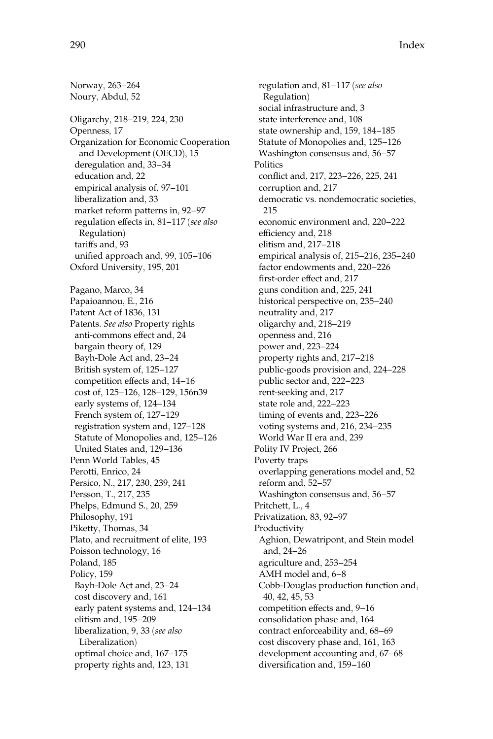Norway, 263–264
Noury, Abdul, 52

Oligarchy, 218–219, 224, 230
Openness, 17
Organization for Economic Cooperation and Development (OECD), 15
- deregulation and, 33–34
- education and, 22
- empirical analysis of, 97–101
- liberalization and, 33
- market reform patterns in, 92–97
- regulation effects in, 81–117 (*see also* Regulation)
- tariffs and, 93
- unified approach and, 99, 105–106

Oxford University, 195, 201

Pagano, Marco, 34
Papaioannou, E., 216
Patent Act of 1836, 131
Patents. *See also* Property rights
- anti-commons effect and, 24
- bargain theory of, 129
- Bayh-Dole Act and, 23–24
- British system of, 125–127
- competition effects and, 14–16
- cost of, 125–126, 128–129, 156n39
- early systems of, 124–134
- French system of, 127–129
- registration system and, 127–128
- Statute of Monopolies and, 125–126
- United States and, 129–136

Penn World Tables, 45
Perotti, Enrico, 24
Persico, N., 217, 230, 239, 241
Persson, T., 217, 235
Phelps, Edmund S., 20, 259
Philosophy, 191
Piketty, Thomas, 34
Plato, and recruitment of elite, 193
Poisson technology, 16
Poland, 185
Policy, 159
- Bayh-Dole Act and, 23–24
- cost discovery and, 161
- early patent systems and, 124–134
- elitism and, 195–209
- liberalization, 9, 33 (*see also* Liberalization)
- optimal choice and, 167–175
- property rights and, 123, 131
- regulation and, 81–117 (*see also* Regulation)
- social infrastructure and, 3
- state interference and, 108
- state ownership and, 159, 184–185
- Statute of Monopolies and, 125–126
- Washington consensus and, 56–57

Politics
- conflict and, 217, 223–226, 225, 241
- corruption and, 217
- democratic vs. nondemocratic societies, 215
- economic environment and, 220–222
- efficiency and, 218
- elitism and, 217–218
- empirical analysis of, 215–216, 235–240
- factor endowments and, 220–226
- first-order effect and, 217
- guns condition and, 225, 241
- historical perspective on, 235–240
- neutrality and, 217
- oligarchy and, 218–219
- openness and, 216
- power and, 223–224
- property rights and, 217–218
- public-goods provision and, 224–228
- public sector and, 222–223
- rent-seeking and, 217
- state role and, 222–223
- timing of events and, 223–226
- voting systems and, 216, 234–235
- World War II era and, 239

Polity IV Project, 266
Poverty traps
- overlapping generations model and, 52
- reform and, 52–57
- Washington consensus and, 56–57

Pritchett, L., 4
Privatization, 83, 92–97
Productivity
- Aghion, Dewatripont, and Stein model and, 24–26
- agriculture and, 253–254
- AMH model and, 6–8
- Cobb-Douglas production function and, 40, 42, 45, 53
- competition effects and, 9–16
- consolidation phase and, 164
- contract enforceability and, 68–69
- cost discovery phase and, 161, 163
- development accounting and, 67–68
- diversification and, 159–160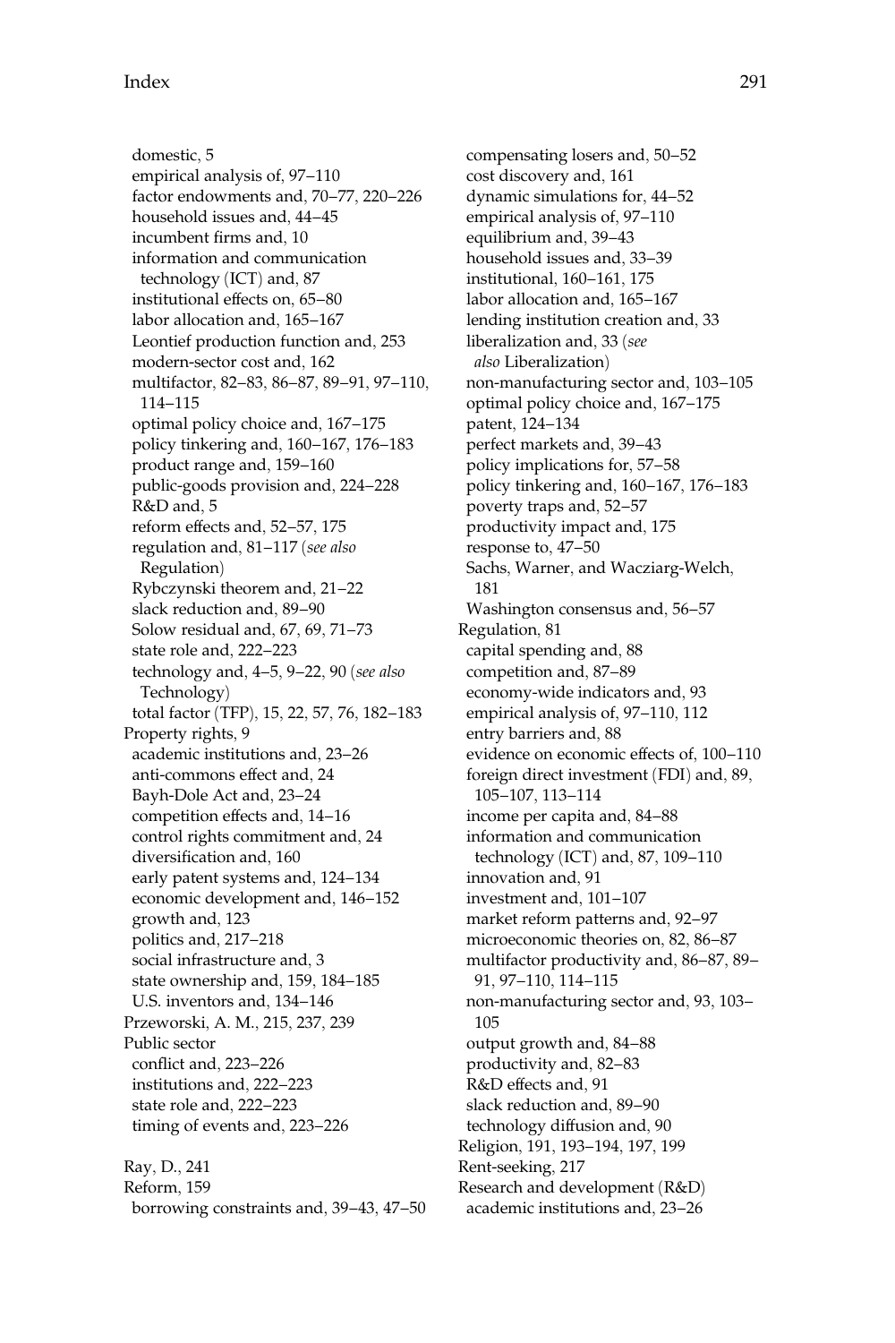domestic, 5
empirical analysis of, 97–110
factor endowments and, 70–77, 220–226
household issues and, 44–45
incumbent firms and, 10
information and communication technology (ICT) and, 87
institutional effects on, 65–80
labor allocation and, 165–167
Leontief production function and, 253
modern-sector cost and, 162
multifactor, 82–83, 86–87, 89–91, 97–110, 114–115
optimal policy choice and, 167–175
policy tinkering and, 160–167, 176–183
product range and, 159–160
public-goods provision and, 224–228
R&D and, 5
reform effects and, 52–57, 175
regulation and, 81–117 (*see also* Regulation)
Rybczynski theorem and, 21–22
slack reduction and, 89–90
Solow residual and, 67, 69, 71–73
state role and, 222–223
technology and, 4–5, 9–22, 90 (*see also* Technology)
total factor (TFP), 15, 22, 57, 76, 182–183

Property rights, 9
academic institutions and, 23–26
anti-commons effect and, 24
Bayh-Dole Act and, 23–24
competition effects and, 14–16
control rights commitment and, 24
diversification and, 160
early patent systems and, 124–134
economic development and, 146–152
growth and, 123
politics and, 217–218
social infrastructure and, 3
state ownership and, 159, 184–185
U.S. inventors and, 134–146

Przeworski, A. M., 215, 237, 239

Public sector
conflict and, 223–226
institutions and, 222–223
state role and, 222–223
timing of events and, 223–226

Ray, D., 241

Reform, 159
borrowing constraints and, 39–43, 47–50
compensating losers and, 50–52
cost discovery and, 161
dynamic simulations for, 44–52
empirical analysis of, 97–110
equilibrium and, 39–43
household issues and, 33–39
institutional, 160–161, 175
labor allocation and, 165–167
lending institution creation and, 33
liberalization and, 33 (*see also* Liberalization)
non-manufacturing sector and, 103–105
optimal policy choice and, 167–175
patent, 124–134
perfect markets and, 39–43
policy implications for, 57–58
policy tinkering and, 160–167, 176–183
poverty traps and, 52–57
productivity impact and, 175
response to, 47–50
Sachs, Warner, and Wacziarg-Welch, 181
Washington consensus and, 56–57

Regulation, 81
capital spending and, 88
competition and, 87–89
economy-wide indicators and, 93
empirical analysis of, 97–110, 112
entry barriers and, 88
evidence on economic effects of, 100–110
foreign direct investment (FDI) and, 89, 105–107, 113–114
income per capita and, 84–88
information and communication technology (ICT) and, 87, 109–110
innovation and, 91
investment and, 101–107
market reform patterns and, 92–97
microeconomic theories on, 82, 86–87
multifactor productivity and, 86–87, 89–91, 97–110, 114–115
non-manufacturing sector and, 93, 103–105
output growth and, 84–88
productivity and, 82–83
R&D effects and, 91
slack reduction and, 89–90
technology diffusion and, 90

Religion, 191, 193–194, 197, 199

Rent-seeking, 217

Research and development (R&D)
academic institutions and, 23–26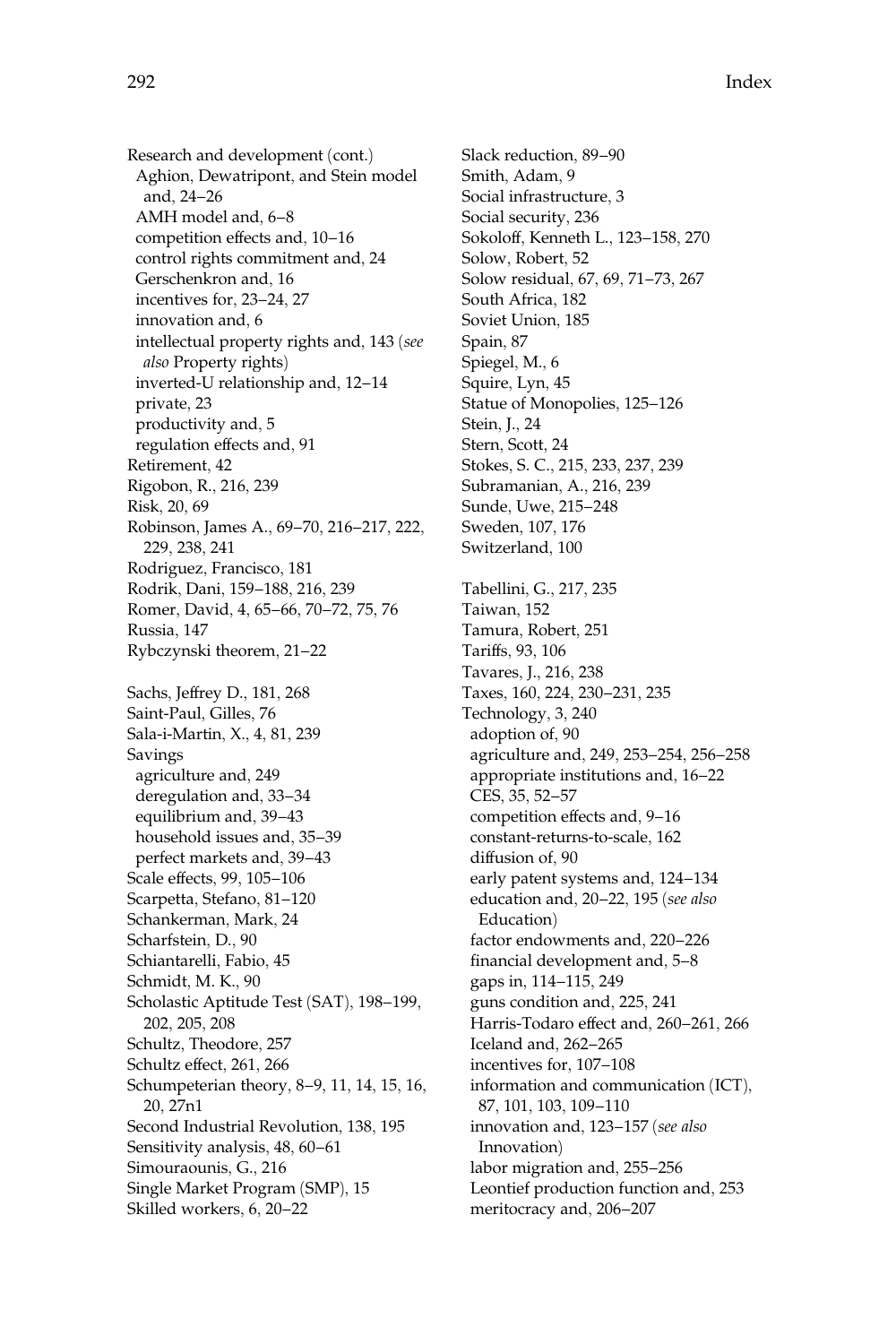Research and development (cont.)
  Aghion, Dewatripont, and Stein model and, 24–26
  AMH model and, 6–8
  competition effects and, 10–16
  control rights commitment and, 24
  Gerschenkron and, 16
  incentives for, 23–24, 27
  innovation and, 6
  intellectual property rights and, 143 (*see also* Property rights)
  inverted-U relationship and, 12–14
  private, 23
  productivity and, 5
  regulation effects and, 91
Retirement, 42
Rigobon, R., 216, 239
Risk, 20, 69
Robinson, James A., 69–70, 216–217, 222, 229, 238, 241
Rodriguez, Francisco, 181
Rodrik, Dani, 159–188, 216, 239
Romer, David, 4, 65–66, 70–72, 75, 76
Russia, 147
Rybczynski theorem, 21–22

Sachs, Jeffrey D., 181, 268
Saint-Paul, Gilles, 76
Sala-i-Martin, X., 4, 81, 239
Savings
  agriculture and, 249
  deregulation and, 33–34
  equilibrium and, 39–43
  household issues and, 35–39
  perfect markets and, 39–43
Scale effects, 99, 105–106
Scarpetta, Stefano, 81–120
Schankerman, Mark, 24
Scharfstein, D., 90
Schiantarelli, Fabio, 45
Schmidt, M. K., 90
Scholastic Aptitude Test (SAT), 198–199, 202, 205, 208
Schultz, Theodore, 257
Schultz effect, 261, 266
Schumpeterian theory, 8–9, 11, 14, 15, 16, 20, 27n1
Second Industrial Revolution, 138, 195
Sensitivity analysis, 48, 60–61
Simouraounis, G., 216
Single Market Program (SMP), 15
Skilled workers, 6, 20–22
Slack reduction, 89–90
Smith, Adam, 9
Social infrastructure, 3
Social security, 236
Sokoloff, Kenneth L., 123–158, 270
Solow, Robert, 52
Solow residual, 67, 69, 71–73, 267
South Africa, 182
Soviet Union, 185
Spain, 87
Spiegel, M., 6
Squire, Lyn, 45
Statue of Monopolies, 125–126
Stein, J., 24
Stern, Scott, 24
Stokes, S. C., 215, 233, 237, 239
Subramanian, A., 216, 239
Sunde, Uwe, 215–248
Sweden, 107, 176
Switzerland, 100

Tabellini, G., 217, 235
Taiwan, 152
Tamura, Robert, 251
Tariffs, 93, 106
Tavares, J., 216, 238
Taxes, 160, 224, 230–231, 235
Technology, 3, 240
  adoption of, 90
  agriculture and, 249, 253–254, 256–258
  appropriate institutions and, 16–22
  CES, 35, 52–57
  competition effects and, 9–16
  constant-returns-to-scale, 162
  diffusion of, 90
  early patent systems and, 124–134
  education and, 20–22, 195 (*see also* Education)
  factor endowments and, 220–226
  financial development and, 5–8
  gaps in, 114–115, 249
  guns condition and, 225, 241
  Harris-Todaro effect and, 260–261, 266
  Iceland and, 262–265
  incentives for, 107–108
  information and communication (ICT), 87, 101, 103, 109–110
  innovation and, 123–157 (*see also* Innovation)
  labor migration and, 255–256
  Leontief production function and, 253
  meritocracy and, 206–207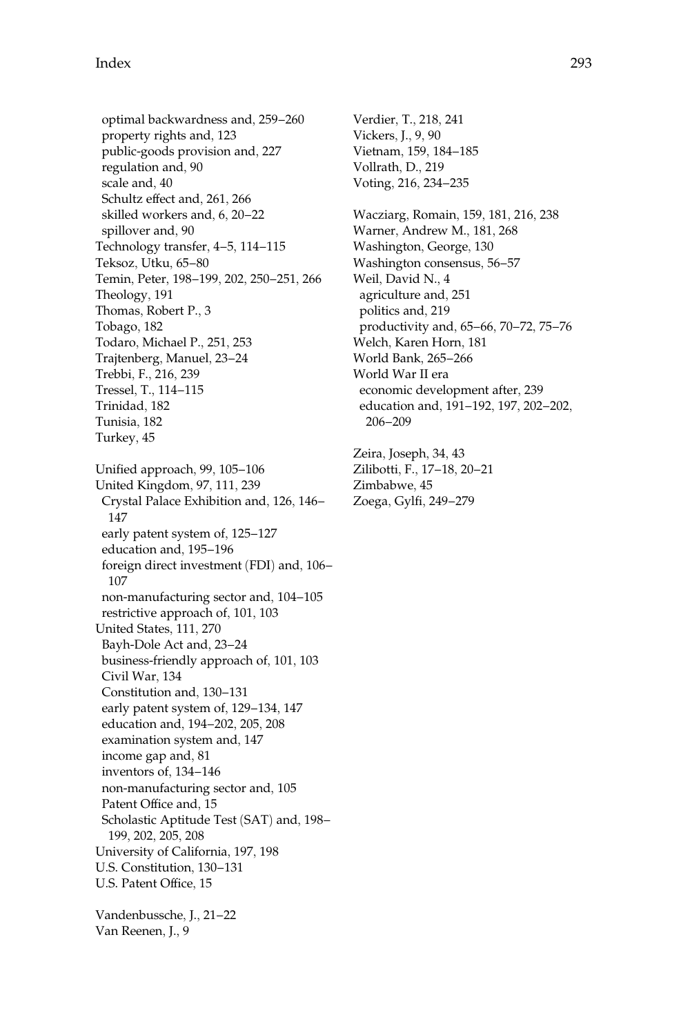optimal backwardness and, 259–260
 property rights and, 123
 public-goods provision and, 227
 regulation and, 90
 scale and, 40
 Schultz effect and, 261, 266
 skilled workers and, 6, 20–22
 spillover and, 90
Technology transfer, 4–5, 114–115
Teksoz, Utku, 65–80
Temin, Peter, 198–199, 202, 250–251, 266
Theology, 191
Thomas, Robert P., 3
Tobago, 182
Todaro, Michael P., 251, 253
Trajtenberg, Manuel, 23–24
Trebbi, F., 216, 239
Tressel, T., 114–115
Trinidad, 182
Tunisia, 182
Turkey, 45

Unified approach, 99, 105–106
United Kingdom, 97, 111, 239
 Crystal Palace Exhibition and, 126, 146–147
 early patent system of, 125–127
 education and, 195–196
 foreign direct investment (FDI) and, 106–107
 non-manufacturing sector and, 104–105
 restrictive approach of, 101, 103
United States, 111, 270
 Bayh-Dole Act and, 23–24
 business-friendly approach of, 101, 103
 Civil War, 134
 Constitution and, 130–131
 early patent system of, 129–134, 147
 education and, 194–202, 205, 208
 examination system and, 147
 income gap and, 81
 inventors of, 134–146
 non-manufacturing sector and, 105
 Patent Office and, 15
 Scholastic Aptitude Test (SAT) and, 198–199, 202, 205, 208
University of California, 197, 198
U.S. Constitution, 130–131
U.S. Patent Office, 15

Vandenbussche, J., 21–22
Van Reenen, J., 9
Verdier, T., 218, 241
Vickers, J., 9, 90
Vietnam, 159, 184–185
Vollrath, D., 219
Voting, 216, 234–235

Wacziarg, Romain, 159, 181, 216, 238
Warner, Andrew M., 181, 268
Washington, George, 130
Washington consensus, 56–57
Weil, David N., 4
 agriculture and, 251
 politics and, 219
 productivity and, 65–66, 70–72, 75–76
Welch, Karen Horn, 181
World Bank, 265–266
World War II era
 economic development after, 239
 education and, 191–192, 197, 202–202, 206–209

Zeira, Joseph, 34, 43
Zilibotti, F., 17–18, 20–21
Zimbabwe, 45
Zoega, Gylfi, 249–279